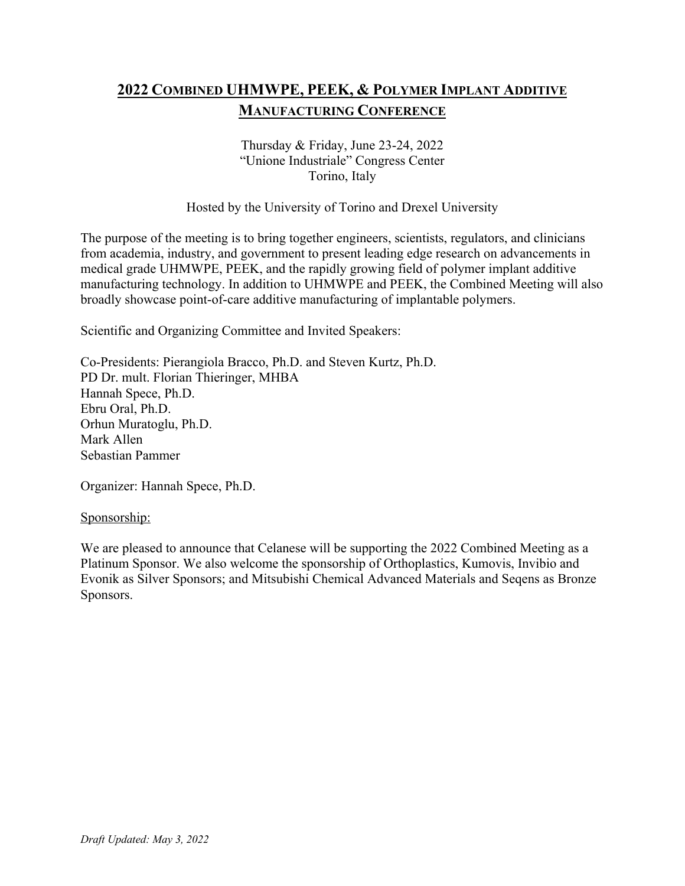# 2022 Combined UHMWPE, PEEK, & Polymer Implant Additive Manufacturing Conference

Thursday & Friday, June 23-24, 2022
"Unione Industriale" Congress Center
Torino, Italy

Hosted by the University of Torino and Drexel University

The purpose of the meeting is to bring together engineers, scientists, regulators, and clinicians from academia, industry, and government to present leading edge research on advancements in medical grade UHMWPE, PEEK, and the rapidly growing field of polymer implant additive manufacturing technology. In addition to UHMWPE and PEEK, the Combined Meeting will also broadly showcase point-of-care additive manufacturing of implantable polymers.

Scientific and Organizing Committee and Invited Speakers:

Co-Presidents: Pierangiola Bracco, Ph.D. and Steven Kurtz, Ph.D.
PD Dr. mult. Florian Thieringer, MHBA
Hannah Spece, Ph.D.
Ebru Oral, Ph.D.
Orhun Muratoglu, Ph.D.
Mark Allen
Sebastian Pammer

Organizer: Hannah Spece, Ph.D.

Sponsorship:

We are pleased to announce that Celanese will be supporting the 2022 Combined Meeting as a Platinum Sponsor. We also welcome the sponsorship of Orthoplastics, Kumovis, Invibio and Evonik as Silver Sponsors; and Mitsubishi Chemical Advanced Materials and Seqens as Bronze Sponsors.

*Draft Updated: May 3, 2022*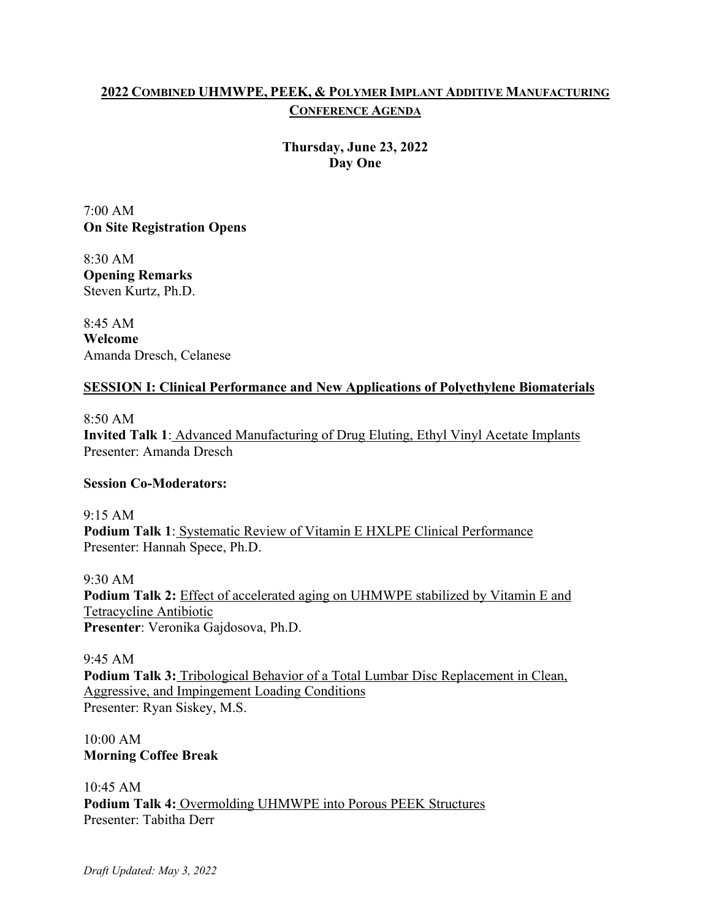# 2022 Combined UHMWPE, PEEK, & Polymer Implant Additive Manufacturing Conference Agenda

## Thursday, June 23, 2022
## Day One

7:00 AM
**On Site Registration Opens**

8:30 AM
**Opening Remarks**
Steven Kurtz, Ph.D.

8:45 AM
**Welcome**
Amanda Dresch, Celanese

### SESSION I: Clinical Performance and New Applications of Polyethylene Biomaterials

8:50 AM
**Invited Talk 1**: Advanced Manufacturing of Drug Eluting, Ethyl Vinyl Acetate Implants
Presenter: Amanda Dresch

**Session Co-Moderators:**

9:15 AM
**Podium Talk 1**: Systematic Review of Vitamin E HXLPE Clinical Performance
Presenter: Hannah Spece, Ph.D.

9:30 AM
**Podium Talk 2:** Effect of accelerated aging on UHMWPE stabilized by Vitamin E and Tetracycline Antibiotic
**Presenter**: Veronika Gajdosova, Ph.D.

9:45 AM
**Podium Talk 3:** Tribological Behavior of a Total Lumbar Disc Replacement in Clean, Aggressive, and Impingement Loading Conditions
Presenter: Ryan Siskey, M.S.

10:00 AM
**Morning Coffee Break**

10:45 AM
**Podium Talk 4:** Overmolding UHMWPE into Porous PEEK Structures
Presenter: Tabitha Derr

*Draft Updated: May 3, 2022*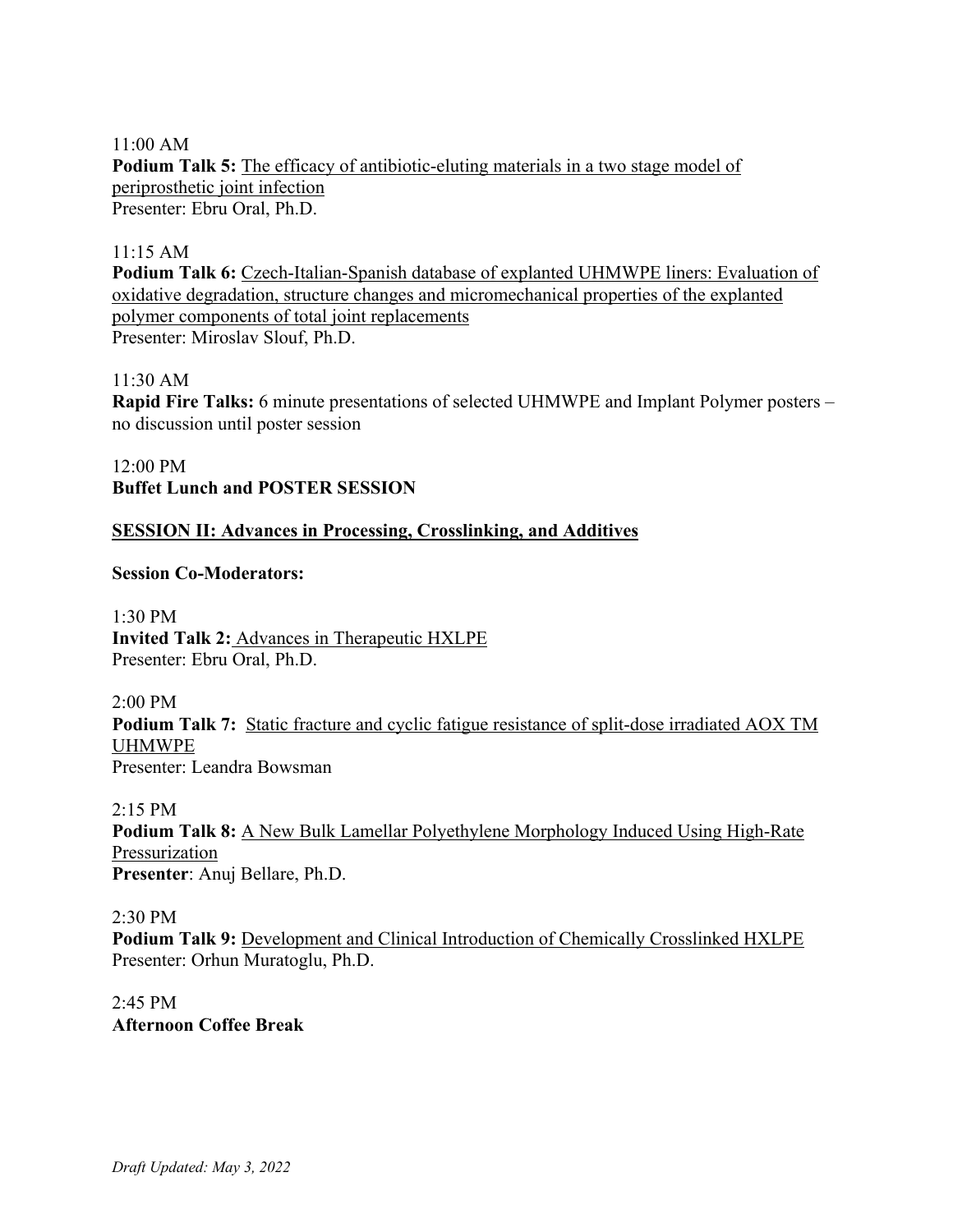11:00 AM
**Podium Talk 5:** The efficacy of antibiotic-eluting materials in a two stage model of periprosthetic joint infection
Presenter: Ebru Oral, Ph.D.

11:15 AM
**Podium Talk 6:** Czech-Italian-Spanish database of explanted UHMWPE liners: Evaluation of oxidative degradation, structure changes and micromechanical properties of the explanted polymer components of total joint replacements
Presenter: Miroslav Slouf, Ph.D.

11:30 AM
**Rapid Fire Talks:** 6 minute presentations of selected UHMWPE and Implant Polymer posters – no discussion until poster session

12:00 PM
**Buffet Lunch and POSTER SESSION**

## SESSION II: Advances in Processing, Crosslinking, and Additives

**Session Co-Moderators:**

1:30 PM
**Invited Talk 2:** Advances in Therapeutic HXLPE
Presenter: Ebru Oral, Ph.D.

2:00 PM
**Podium Talk 7:** Static fracture and cyclic fatigue resistance of split-dose irradiated AOX TM UHMWPE
Presenter: Leandra Bowsman

2:15 PM
**Podium Talk 8:** A New Bulk Lamellar Polyethylene Morphology Induced Using High-Rate Pressurization
**Presenter**: Anuj Bellare, Ph.D.

2:30 PM
**Podium Talk 9:** Development and Clinical Introduction of Chemically Crosslinked HXLPE
Presenter: Orhun Muratoglu, Ph.D.

2:45 PM
**Afternoon Coffee Break**

*Draft Updated: May 3, 2022*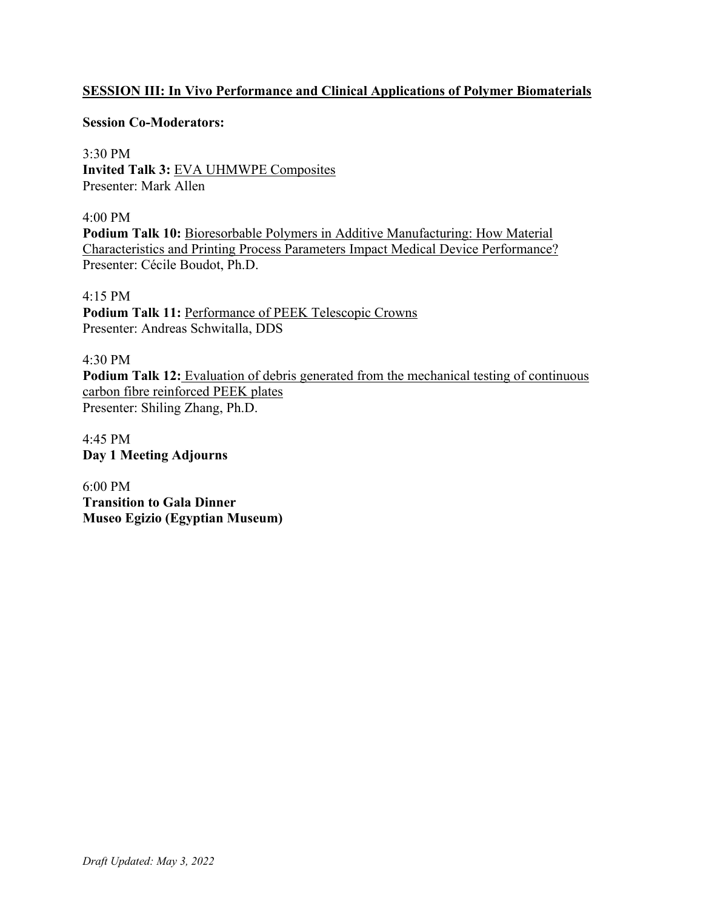## SESSION III: In Vivo Performance and Clinical Applications of Polymer Biomaterials

**Session Co-Moderators:**

3:30 PM
**Invited Talk 3:** EVA UHMWPE Composites
Presenter: Mark Allen

4:00 PM
**Podium Talk 10:** Bioresorbable Polymers in Additive Manufacturing: How Material Characteristics and Printing Process Parameters Impact Medical Device Performance?
Presenter: Cécile Boudot, Ph.D.

4:15 PM
**Podium Talk 11:** Performance of PEEK Telescopic Crowns
Presenter: Andreas Schwitalla, DDS

4:30 PM
**Podium Talk 12:** Evaluation of debris generated from the mechanical testing of continuous carbon fibre reinforced PEEK plates
Presenter: Shiling Zhang, Ph.D.

4:45 PM
**Day 1 Meeting Adjourns**

6:00 PM
**Transition to Gala Dinner**
**Museo Egizio (Egyptian Museum)**

*Draft Updated: May 3, 2022*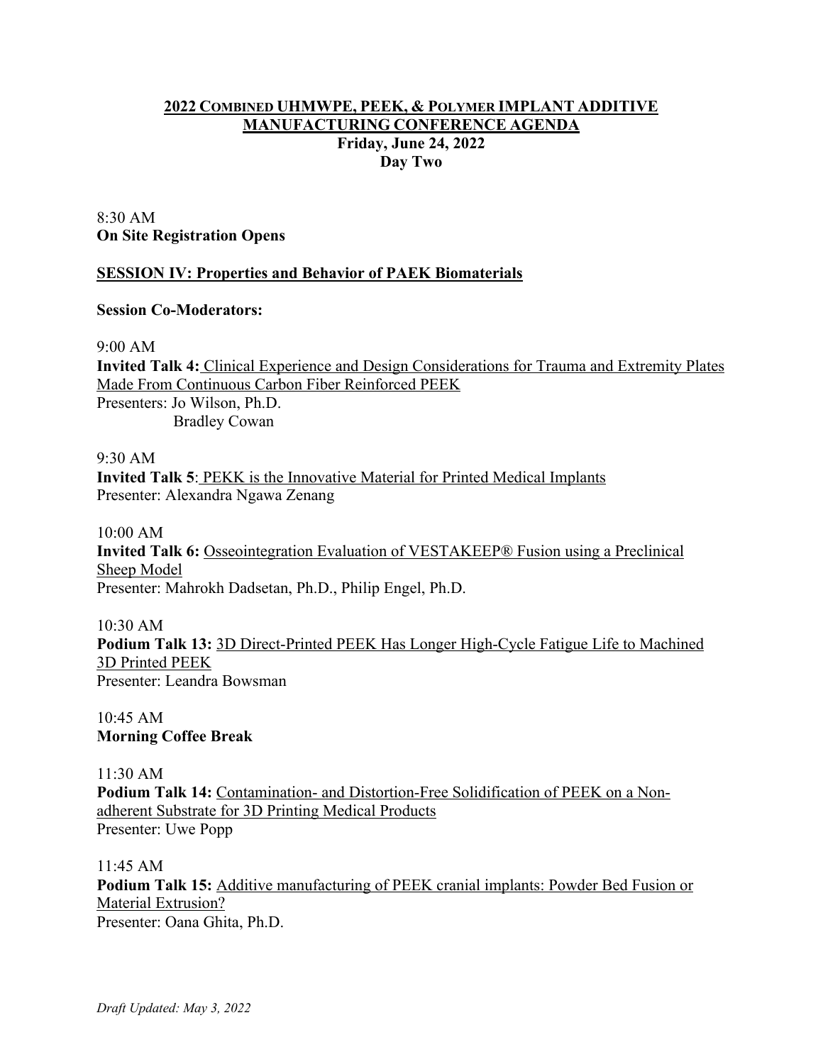# 2022 COMBINED UHMWPE, PEEK, & POLYMER IMPLANT ADDITIVE MANUFACTURING CONFERENCE AGENDA

**Friday, June 24, 2022**

**Day Two**

8:30 AM
**On Site Registration Opens**

## SESSION IV: Properties and Behavior of PAEK Biomaterials

**Session Co-Moderators:**

9:00 AM
**Invited Talk 4:** Clinical Experience and Design Considerations for Trauma and Extremity Plates Made From Continuous Carbon Fiber Reinforced PEEK
Presenters: Jo Wilson, Ph.D.
Bradley Cowan

9:30 AM
**Invited Talk 5**: PEKK is the Innovative Material for Printed Medical Implants
Presenter: Alexandra Ngawa Zenang

10:00 AM
**Invited Talk 6:** Osseointegration Evaluation of VESTAKEEP® Fusion using a Preclinical Sheep Model
Presenter: Mahrokh Dadsetan, Ph.D., Philip Engel, Ph.D.

10:30 AM
**Podium Talk 13:** 3D Direct-Printed PEEK Has Longer High-Cycle Fatigue Life to Machined 3D Printed PEEK
Presenter: Leandra Bowsman

10:45 AM
**Morning Coffee Break**

11:30 AM
**Podium Talk 14:** Contamination- and Distortion-Free Solidification of PEEK on a Non-adherent Substrate for 3D Printing Medical Products
Presenter: Uwe Popp

11:45 AM
**Podium Talk 15:** Additive manufacturing of PEEK cranial implants: Powder Bed Fusion or Material Extrusion?
Presenter: Oana Ghita, Ph.D.

*Draft Updated: May 3, 2022*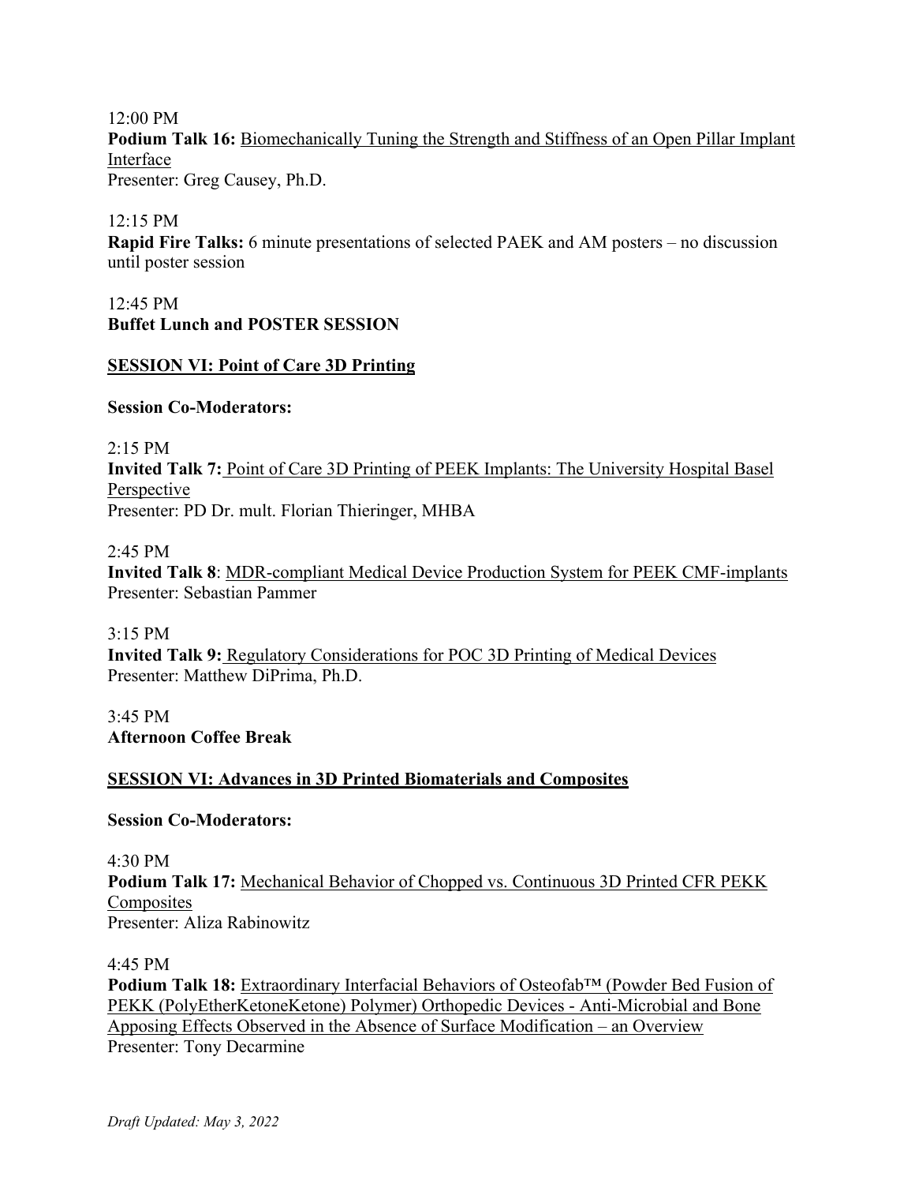12:00 PM
**Podium Talk 16:** Biomechanically Tuning the Strength and Stiffness of an Open Pillar Implant Interface
Presenter: Greg Causey, Ph.D.

12:15 PM
**Rapid Fire Talks:** 6 minute presentations of selected PAEK and AM posters – no discussion until poster session

12:45 PM
**Buffet Lunch and POSTER SESSION**

**SESSION VI: Point of Care 3D Printing**

**Session Co-Moderators:**

2:15 PM
**Invited Talk 7:** Point of Care 3D Printing of PEEK Implants: The University Hospital Basel Perspective
Presenter: PD Dr. mult. Florian Thieringer, MHBA

2:45 PM
**Invited Talk 8**: MDR-compliant Medical Device Production System for PEEK CMF-implants
Presenter: Sebastian Pammer

3:15 PM
**Invited Talk 9:** Regulatory Considerations for POC 3D Printing of Medical Devices
Presenter: Matthew DiPrima, Ph.D.

3:45 PM
**Afternoon Coffee Break**

**SESSION VI: Advances in 3D Printed Biomaterials and Composites**

**Session Co-Moderators:**

4:30 PM
**Podium Talk 17:** Mechanical Behavior of Chopped vs. Continuous 3D Printed CFR PEKK Composites
Presenter: Aliza Rabinowitz

4:45 PM
**Podium Talk 18:** Extraordinary Interfacial Behaviors of Osteofab™ (Powder Bed Fusion of PEKK (PolyEtherKetoneKetone) Polymer) Orthopedic Devices - Anti-Microbial and Bone Apposing Effects Observed in the Absence of Surface Modification – an Overview
Presenter: Tony Decarmine

*Draft Updated: May 3, 2022*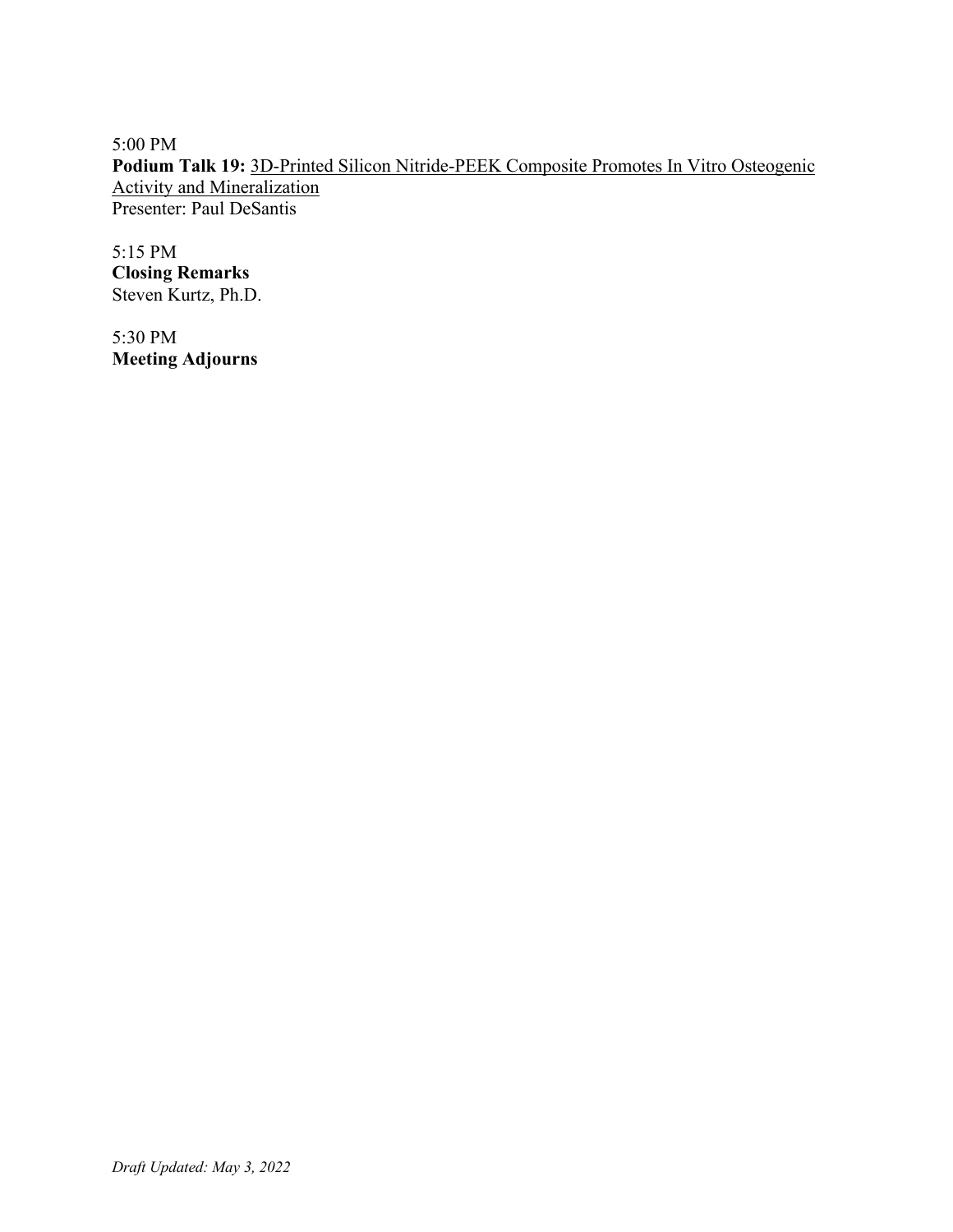5:00 PM
**Podium Talk 19:** 3D-Printed Silicon Nitride-PEEK Composite Promotes In Vitro Osteogenic Activity and Mineralization
Presenter: Paul DeSantis

5:15 PM
**Closing Remarks**
Steven Kurtz, Ph.D.

5:30 PM
**Meeting Adjourns**

*Draft Updated: May 3, 2022*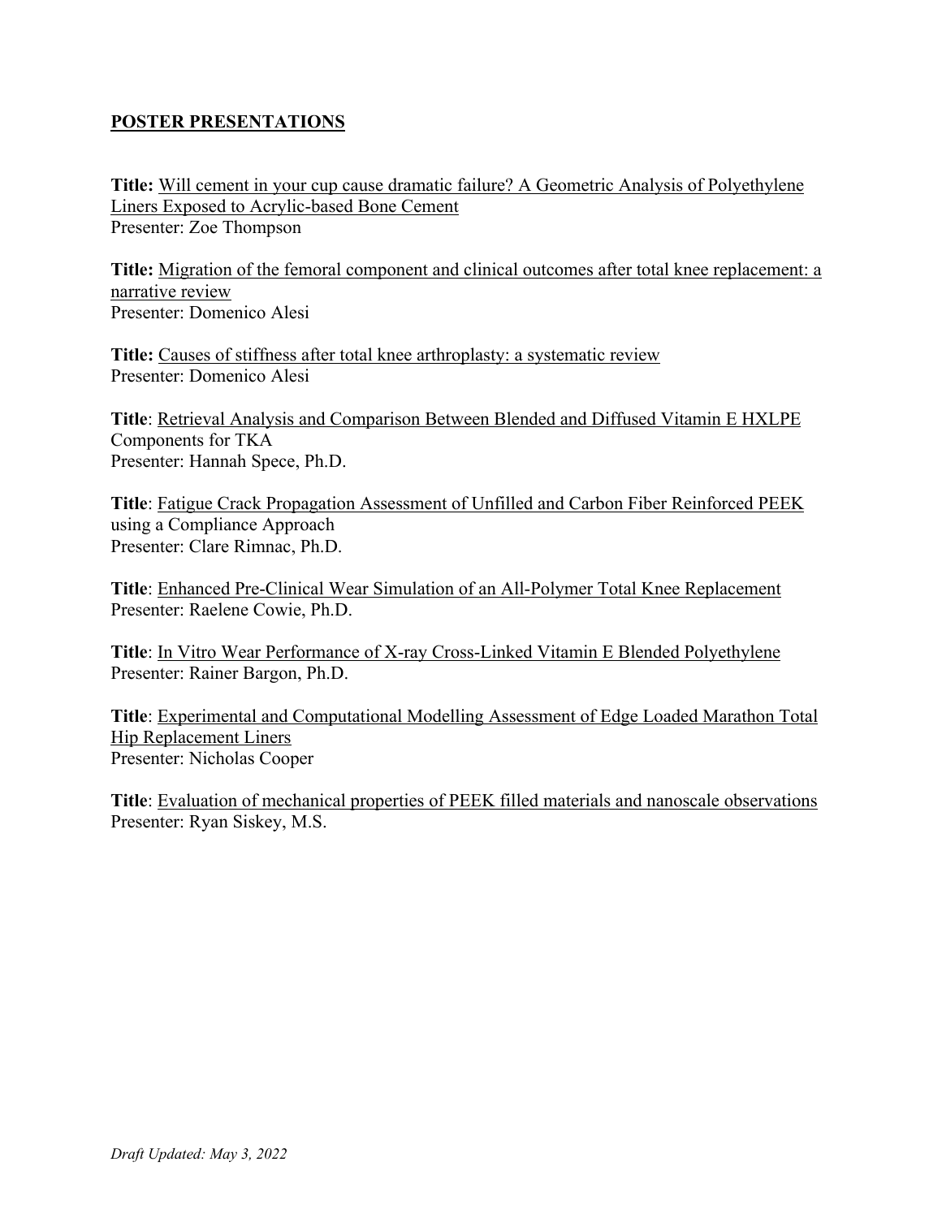## POSTER PRESENTATIONS

**Title:** Will cement in your cup cause dramatic failure? A Geometric Analysis of Polyethylene Liners Exposed to Acrylic-based Bone Cement
Presenter: Zoe Thompson

**Title:** Migration of the femoral component and clinical outcomes after total knee replacement: a narrative review
Presenter: Domenico Alesi

**Title:** Causes of stiffness after total knee arthroplasty: a systematic review
Presenter: Domenico Alesi

**Title**: Retrieval Analysis and Comparison Between Blended and Diffused Vitamin E HXLPE Components for TKA
Presenter: Hannah Spece, Ph.D.

**Title**: Fatigue Crack Propagation Assessment of Unfilled and Carbon Fiber Reinforced PEEK using a Compliance Approach
Presenter: Clare Rimnac, Ph.D.

**Title**: Enhanced Pre-Clinical Wear Simulation of an All-Polymer Total Knee Replacement
Presenter: Raelene Cowie, Ph.D.

**Title**: In Vitro Wear Performance of X-ray Cross-Linked Vitamin E Blended Polyethylene
Presenter: Rainer Bargon, Ph.D.

**Title**: Experimental and Computational Modelling Assessment of Edge Loaded Marathon Total Hip Replacement Liners
Presenter: Nicholas Cooper

**Title**: Evaluation of mechanical properties of PEEK filled materials and nanoscale observations
Presenter: Ryan Siskey, M.S.

*Draft Updated: May 3, 2022*